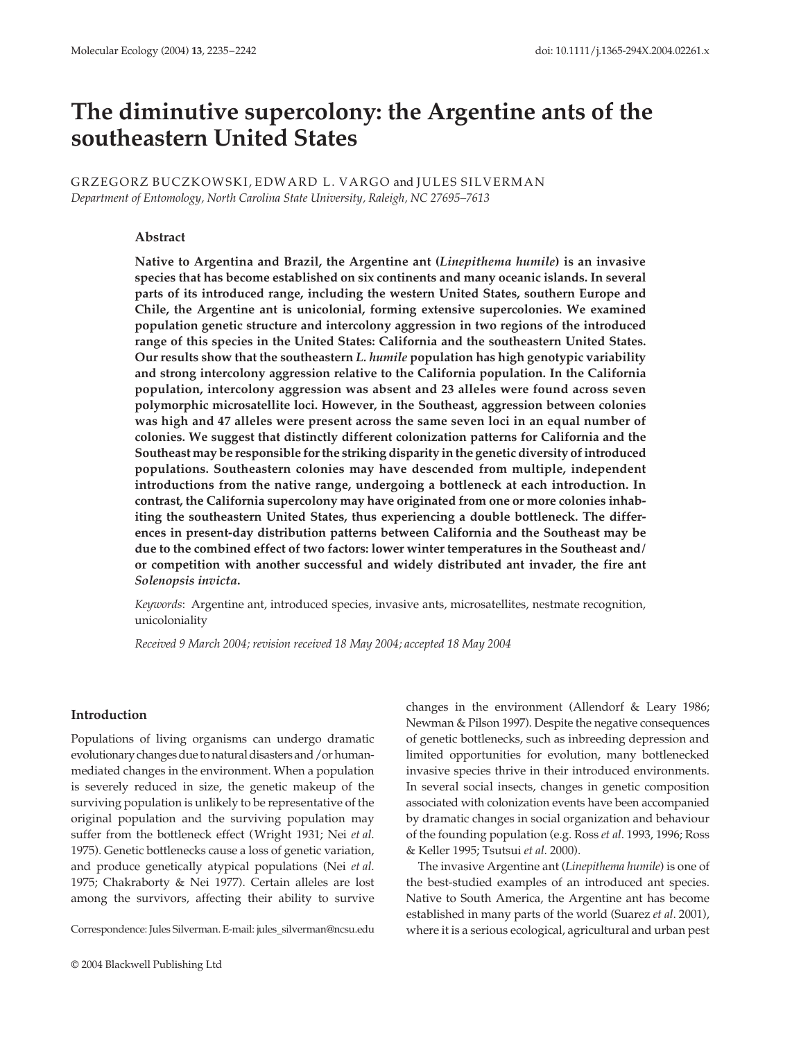# The diminutive supercolony: the Argentine ants of the southeastern United States

GRZEGORZ BUCZKOWSKI, EDWARD L. VARGO and JULES SILVERMAN

*Department of Entomology, North Carolina State University, Raleigh, NC 27695–7613*

## Abstract

**Native to Argentina and Brazil, the Argentine ant (*Linepithema humile*) is an invasive species that has become established on six continents and many oceanic islands. In several parts of its introduced range, including the western United States, southern Europe and Chile, the Argentine ant is unicolonial, forming extensive supercolonies. We examined population genetic structure and intercolony aggression in two regions of the introduced range of this species in the United States: California and the southeastern United States. Our results show that the southeastern *L. humile* population has high genotypic variability and strong intercolony aggression relative to the California population. In the California population, intercolony aggression was absent and 23 alleles were found across seven polymorphic microsatellite loci. However, in the Southeast, aggression between colonies was high and 47 alleles were present across the same seven loci in an equal number of colonies. We suggest that distinctly different colonization patterns for California and the Southeast may be responsible for the striking disparity in the genetic diversity of introduced populations. Southeastern colonies may have descended from multiple, independent introductions from the native range, undergoing a bottleneck at each introduction. In contrast, the California supercolony may have originated from one or more colonies inhabiting the southeastern United States, thus experiencing a double bottleneck. The differences in present-day distribution patterns between California and the Southeast may be due to the combined effect of two factors: lower winter temperatures in the Southeast and/or competition with another successful and widely distributed ant invader, the fire ant *Solenopsis invicta*.**

*Keywords*: Argentine ant, introduced species, invasive ants, microsatellites, nestmate recognition, unicoloniality

*Received 9 March 2004; revision received 18 May 2004; accepted 18 May 2004*

## Introduction

Populations of living organisms can undergo dramatic evolutionary changes due to natural disasters and/or human-mediated changes in the environment. When a population is severely reduced in size, the genetic makeup of the surviving population is unlikely to be representative of the original population and the surviving population may suffer from the bottleneck effect (Wright 1931; Nei *et al*. 1975). Genetic bottlenecks cause a loss of genetic variation, and produce genetically atypical populations (Nei *et al*. 1975; Chakraborty & Nei 1977). Certain alleles are lost among the survivors, affecting their ability to survive changes in the environment (Allendorf & Leary 1986; Newman & Pilson 1997). Despite the negative consequences of genetic bottlenecks, such as inbreeding depression and limited opportunities for evolution, many bottlenecked invasive species thrive in their introduced environments. In several social insects, changes in genetic composition associated with colonization events have been accompanied by dramatic changes in social organization and behaviour of the founding population (e.g. Ross *et al*. 1993, 1996; Ross & Keller 1995; Tsutsui *et al*. 2000).

The invasive Argentine ant (*Linepithema humile*) is one of the best-studied examples of an introduced ant species. Native to South America, the Argentine ant has become established in many parts of the world (Suarez *et al*. 2001), where it is a serious ecological, agricultural and urban pest

Correspondence: Jules Silverman. E-mail: jules_silverman@ncsu.edu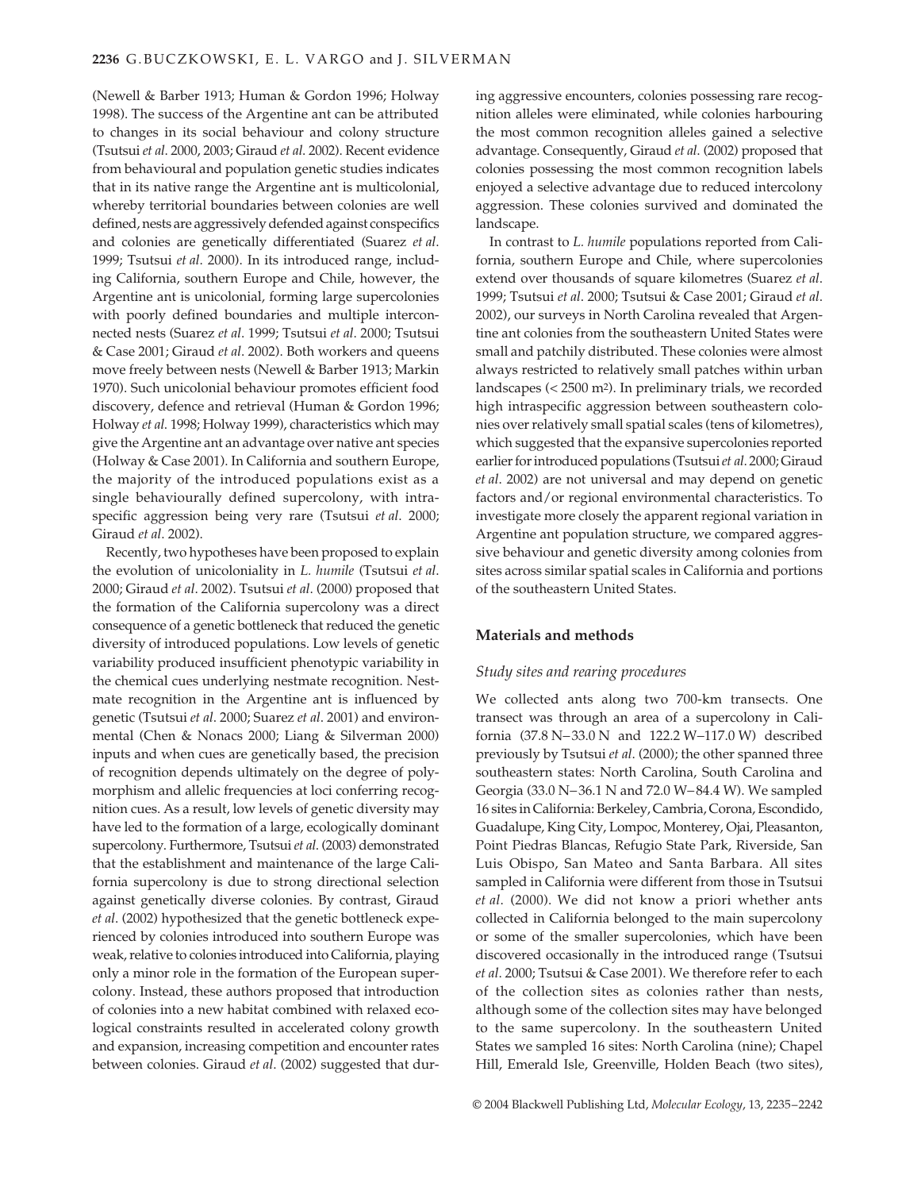(Newell & Barber 1913; Human & Gordon 1996; Holway 1998). The success of the Argentine ant can be attributed to changes in its social behaviour and colony structure (Tsutsui *et al*. 2000, 2003; Giraud *et al*. 2002). Recent evidence from behavioural and population genetic studies indicates that in its native range the Argentine ant is multicolonial, whereby territorial boundaries between colonies are well defined, nests are aggressively defended against conspecifics and colonies are genetically differentiated (Suarez *et al*. 1999; Tsutsui *et al*. 2000). In its introduced range, including California, southern Europe and Chile, however, the Argentine ant is unicolonial, forming large supercolonies with poorly defined boundaries and multiple interconnected nests (Suarez *et al*. 1999; Tsutsui *et al*. 2000; Tsutsui & Case 2001; Giraud *et al*. 2002). Both workers and queens move freely between nests (Newell & Barber 1913; Markin 1970). Such unicolonial behaviour promotes efficient food discovery, defence and retrieval (Human & Gordon 1996; Holway *et al*. 1998; Holway 1999), characteristics which may give the Argentine ant an advantage over native ant species (Holway & Case 2001). In California and southern Europe, the majority of the introduced populations exist as a single behaviourally defined supercolony, with intraspecific aggression being very rare (Tsutsui *et al*. 2000; Giraud *et al*. 2002).

Recently, two hypotheses have been proposed to explain the evolution of unicoloniality in *L. humile* (Tsutsui *et al*. 2000; Giraud *et al*. 2002). Tsutsui *et al*. (2000) proposed that the formation of the California supercolony was a direct consequence of a genetic bottleneck that reduced the genetic diversity of introduced populations. Low levels of genetic variability produced insufficient phenotypic variability in the chemical cues underlying nestmate recognition. Nestmate recognition in the Argentine ant is influenced by genetic (Tsutsui *et al*. 2000; Suarez *et al*. 2001) and environmental (Chen & Nonacs 2000; Liang & Silverman 2000) inputs and when cues are genetically based, the precision of recognition depends ultimately on the degree of polymorphism and allelic frequencies at loci conferring recognition cues. As a result, low levels of genetic diversity may have led to the formation of a large, ecologically dominant supercolony. Furthermore, Tsutsui *et al*. (2003) demonstrated that the establishment and maintenance of the large California supercolony is due to strong directional selection against genetically diverse colonies. By contrast, Giraud *et al*. (2002) hypothesized that the genetic bottleneck experienced by colonies introduced into southern Europe was weak, relative to colonies introduced into California, playing only a minor role in the formation of the European supercolony. Instead, these authors proposed that introduction of colonies into a new habitat combined with relaxed ecological constraints resulted in accelerated colony growth and expansion, increasing competition and encounter rates between colonies. Giraud *et al*. (2002) suggested that during aggressive encounters, colonies possessing rare recognition alleles were eliminated, while colonies harbouring the most common recognition alleles gained a selective advantage. Consequently, Giraud *et al*. (2002) proposed that colonies possessing the most common recognition labels enjoyed a selective advantage due to reduced intercolony aggression. These colonies survived and dominated the landscape.

In contrast to *L. humile* populations reported from California, southern Europe and Chile, where supercolonies extend over thousands of square kilometres (Suarez *et al*. 1999; Tsutsui *et al*. 2000; Tsutsui & Case 2001; Giraud *et al*. 2002), our surveys in North Carolina revealed that Argentine ant colonies from the southeastern United States were small and patchily distributed. These colonies were almost always restricted to relatively small patches within urban landscapes (< 2500 m$^2$). In preliminary trials, we recorded high intraspecific aggression between southeastern colonies over relatively small spatial scales (tens of kilometres), which suggested that the expansive supercolonies reported earlier for introduced populations (Tsutsui *et al*. 2000; Giraud *et al*. 2002) are not universal and may depend on genetic factors and/or regional environmental characteristics. To investigate more closely the apparent regional variation in Argentine ant population structure, we compared aggressive behaviour and genetic diversity among colonies from sites across similar spatial scales in California and portions of the southeastern United States.

## Materials and methods

### Study sites and rearing procedures

We collected ants along two 700-km transects. One transect was through an area of a supercolony in California (37.8 N–33.0 N and 122.2 W–117.0 W) described previously by Tsutsui *et al*. (2000); the other spanned three southeastern states: North Carolina, South Carolina and Georgia (33.0 N–36.1 N and 72.0 W–84.4 W). We sampled 16 sites in California: Berkeley, Cambria, Corona, Escondido, Guadalupe, King City, Lompoc, Monterey, Ojai, Pleasanton, Point Piedras Blancas, Refugio State Park, Riverside, San Luis Obispo, San Mateo and Santa Barbara. All sites sampled in California were different from those in Tsutsui *et al*. (2000). We did not know a priori whether ants collected in California belonged to the main supercolony or some of the smaller supercolonies, which have been discovered occasionally in the introduced range (Tsutsui *et al*. 2000; Tsutsui & Case 2001). We therefore refer to each of the collection sites as colonies rather than nests, although some of the collection sites may have belonged to the same supercolony. In the southeastern United States we sampled 16 sites: North Carolina (nine); Chapel Hill, Emerald Isle, Greenville, Holden Beach (two sites),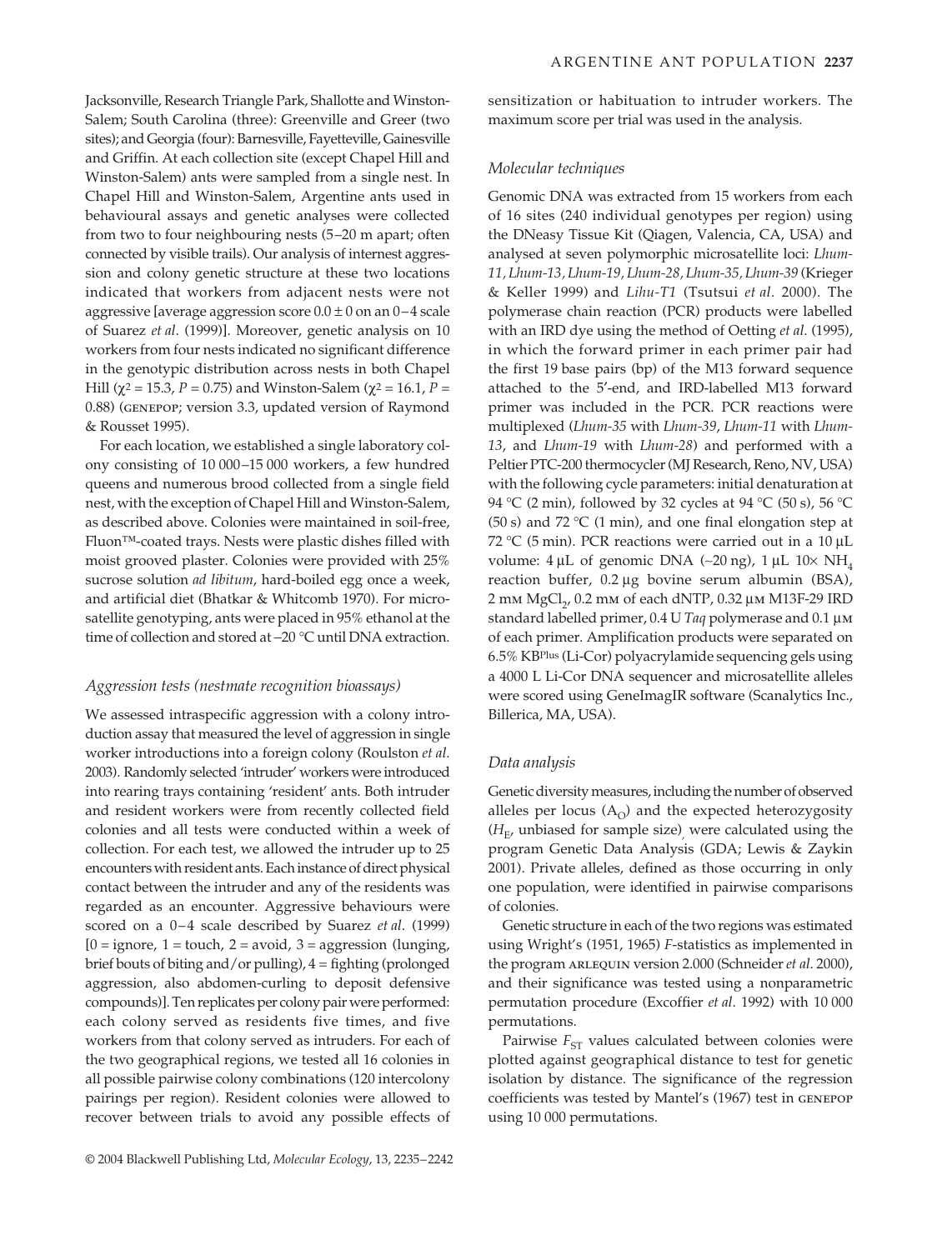Jacksonville, Research Triangle Park, Shallotte and Winston-Salem; South Carolina (three): Greenville and Greer (two sites); and Georgia (four): Barnesville, Fayetteville, Gainesville and Griffin. At each collection site (except Chapel Hill and Winston-Salem) ants were sampled from a single nest. In Chapel Hill and Winston-Salem, Argentine ants used in behavioural assays and genetic analyses were collected from two to four neighbouring nests (5–20 m apart; often connected by visible trails). Our analysis of internest aggression and colony genetic structure at these two locations indicated that workers from adjacent nests were not aggressive [average aggression score $0.0 \pm 0$ on an 0–4 scale of Suarez *et al*. (1999)]. Moreover, genetic analysis on 10 workers from four nests indicated no significant difference in the genotypic distribution across nests in both Chapel Hill ($\chi^2 = 15.3$, $P = 0.75$) and Winston-Salem ($\chi^2 = 16.1$, $P = 0.88$) (GENEPOP; version 3.3, updated version of Raymond & Rousset 1995).

For each location, we established a single laboratory colony consisting of 10 000–15 000 workers, a few hundred queens and numerous brood collected from a single field nest, with the exception of Chapel Hill and Winston-Salem, as described above. Colonies were maintained in soil-free, Fluon™-coated trays. Nests were plastic dishes filled with moist grooved plaster. Colonies were provided with 25% sucrose solution *ad libitum*, hard-boiled egg once a week, and artificial diet (Bhatkar & Whitcomb 1970). For microsatellite genotyping, ants were placed in 95% ethanol at the time of collection and stored at −20 °C until DNA extraction.

### *Aggression tests (nestmate recognition bioassays)*

We assessed intraspecific aggression with a colony introduction assay that measured the level of aggression in single worker introductions into a foreign colony (Roulston *et al*. 2003). Randomly selected 'intruder' workers were introduced into rearing trays containing 'resident' ants. Both intruder and resident workers were from recently collected field colonies and all tests were conducted within a week of collection. For each test, we allowed the intruder up to 25 encounters with resident ants. Each instance of direct physical contact between the intruder and any of the residents was regarded as an encounter. Aggressive behaviours were scored on a 0–4 scale described by Suarez *et al*. (1999) [0 = ignore, 1 = touch, 2 = avoid, 3 = aggression (lunging, brief bouts of biting and/or pulling), 4 = fighting (prolonged aggression, also abdomen-curling to deposit defensive compounds)]. Ten replicates per colony pair were performed: each colony served as residents five times, and five workers from that colony served as intruders. For each of the two geographical regions, we tested all 16 colonies in all possible pairwise colony combinations (120 intercolony pairings per region). Resident colonies were allowed to recover between trials to avoid any possible effects of sensitization or habituation to intruder workers. The maximum score per trial was used in the analysis.

### *Molecular techniques*

Genomic DNA was extracted from 15 workers from each of 16 sites (240 individual genotypes per region) using the DNeasy Tissue Kit (Qiagen, Valencia, CA, USA) and analysed at seven polymorphic microsatellite loci: *Lhum-11*, *Lhum-13*, *Lhum-19*, *Lhum-28*, *Lhum-35*, *Lhum-39* (Krieger & Keller 1999) and *Lihu-T1* (Tsutsui *et al*. 2000). The polymerase chain reaction (PCR) products were labelled with an IRD dye using the method of Oetting *et al*. (1995), in which the forward primer in each primer pair had the first 19 base pairs (bp) of the M13 forward sequence attached to the 5′-end, and IRD-labelled M13 forward primer was included in the PCR. PCR reactions were multiplexed (*Lhum-35* with *Lhum-39*, *Lhum-11* with *Lhum-13*, and *Lhum-19* with *Lhum-28*) and performed with a Peltier PTC-200 thermocycler (MJ Research, Reno, NV, USA) with the following cycle parameters: initial denaturation at 94 °C (2 min), followed by 32 cycles at 94 °C (50 s), 56 °C (50 s) and 72 °C (1 min), and one final elongation step at 72 °C (5 min). PCR reactions were carried out in a 10 µL volume: 4 µL of genomic DNA (~20 ng), 1 µL 10× $NH_4$ reaction buffer, 0.2 µg bovine serum albumin (BSA), 2 mM $MgCl_2$, 0.2 mM of each dNTP, 0.32 µM M13F-29 IRD standard labelled primer, 0.4 U *Taq* polymerase and 0.1 µM of each primer. Amplification products were separated on 6.5% KB$^{Plus}$ (Li-Cor) polyacrylamide sequencing gels using a 4000 L Li-Cor DNA sequencer and microsatellite alleles were scored using GeneImagIR software (Scanalytics Inc., Billerica, MA, USA).

### *Data analysis*

Genetic diversity measures, including the number of observed alleles per locus ($A_O$) and the expected heterozygosity ($H_E$, unbiased for sample size) were calculated using the program Genetic Data Analysis (GDA; Lewis & Zaykin 2001). Private alleles, defined as those occurring in only one population, were identified in pairwise comparisons of colonies.

Genetic structure in each of the two regions was estimated using Wright's (1951, 1965) *F*-statistics as implemented in the program ARLEQUIN version 2.000 (Schneider *et al*. 2000), and their significance was tested using a nonparametric permutation procedure (Excoffier *et al*. 1992) with 10 000 permutations.

Pairwise $F_{ST}$ values calculated between colonies were plotted against geographical distance to test for genetic isolation by distance. The significance of the regression coefficients was tested by Mantel's (1967) test in GENEPOP using 10 000 permutations.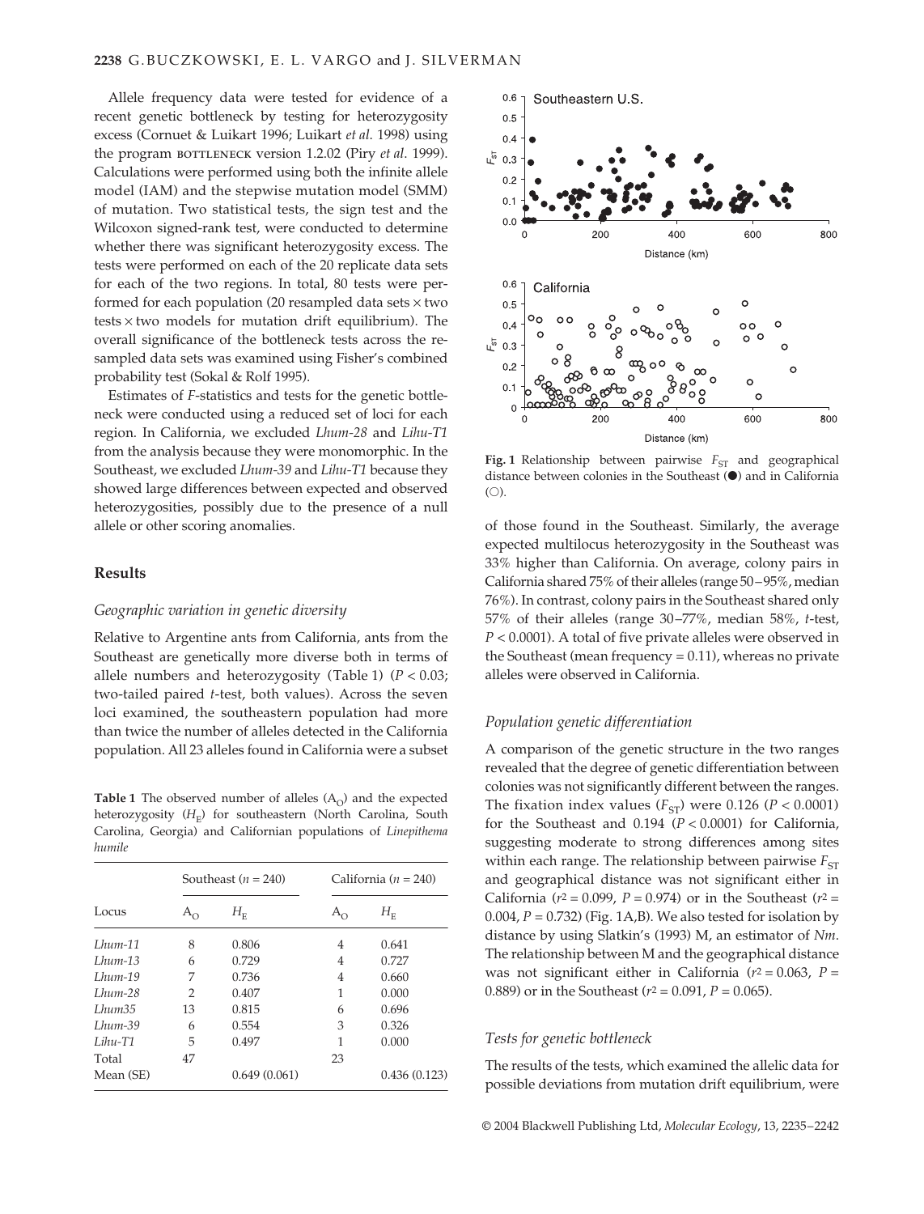Allele frequency data were tested for evidence of a recent genetic bottleneck by testing for heterozygosity excess (Cornuet & Luikart 1996; Luikart *et al.* 1998) using the program BOTTLENECK version 1.2.02 (Piry *et al*. 1999). Calculations were performed using both the infinite allele model (IAM) and the stepwise mutation model (SMM) of mutation. Two statistical tests, the sign test and the Wilcoxon signed-rank test, were conducted to determine whether there was significant heterozygosity excess. The tests were performed on each of the 20 replicate data sets for each of the two regions. In total, 80 tests were performed for each population (20 resampled data sets × two tests × two models for mutation drift equilibrium). The overall significance of the bottleneck tests across the resampled data sets was examined using Fisher's combined probability test (Sokal & Rolf 1995).

Estimates of *F*-statistics and tests for the genetic bottleneck were conducted using a reduced set of loci for each region. In California, we excluded *Lhum-28* and *Lihu-T1* from the analysis because they were monomorphic. In the Southeast, we excluded *Lhum-39* and *Lihu-T1* because they showed large differences between expected and observed heterozygosities, possibly due to the presence of a null allele or other scoring anomalies.

## Results

### Geographic variation in genetic diversity

Relative to Argentine ants from California, ants from the Southeast are genetically more diverse both in terms of allele numbers and heterozygosity (Table 1) ($P < 0.03$; two-tailed paired *t*-test, both values). Across the seven loci examined, the southeastern population had more than twice the number of alleles detected in the California population. All 23 alleles found in California were a subset of those found in the Southeast. Similarly, the average expected multilocus heterozygosity in the Southeast was 33% higher than California. On average, colony pairs in California shared 75% of their alleles (range 50–95%, median 76%). In contrast, colony pairs in the Southeast shared only 57% of their alleles (range 30–77%, median 58%, *t*-test, $P < 0.0001$). A total of five private alleles were observed in the Southeast (mean frequency = 0.11), whereas no private alleles were observed in California.

**Table 1** The observed number of alleles ($A_O$) and the expected heterozygosity ($H_E$) for southeastern (North Carolina, South Carolina, Georgia) and Californian populations of *Linepithema humile*

| | Southeast ($n$ = 240) | | California ($n$ = 240) | |
|---|---|---|---|---|
| Locus | $A_O$ | $H_E$ | $A_O$ | $H_E$ |
| *Lhum-11* | 8 | 0.806 | 4 | 0.641 |
| *Lhum-13* | 6 | 0.729 | 4 | 0.727 |
| *Lhum-19* | 7 | 0.736 | 4 | 0.660 |
| *Lhum-28* | 2 | 0.407 | 1 | 0.000 |
| *Lhum35* | 13 | 0.815 | 6 | 0.696 |
| *Lhum-39* | 6 | 0.554 | 3 | 0.326 |
| *Lihu-T1* | 5 | 0.497 | 1 | 0.000 |
| Total | 47 | | 23 | |
| Mean (SE) | | 0.649 (0.061) | | 0.436 (0.123) |

**Fig. 1** Relationship between pairwise $F_{ST}$ and geographical distance between colonies in the Southeast (●) and in California (○).

### Population genetic differentiation

A comparison of the genetic structure in the two ranges revealed that the degree of genetic differentiation between colonies was not significantly different between the ranges. The fixation index values ($F_{ST}$) were 0.126 ($P < 0.0001$) for the Southeast and 0.194 ($P < 0.0001$) for California, suggesting moderate to strong differences among sites within each range. The relationship between pairwise $F_{ST}$ and geographical distance was not significant either in California ($r^2 = 0.099$, $P = 0.974$) or in the Southeast ($r^2 = 0.004$, $P = 0.732$) (Fig. 1A,B). We also tested for isolation by distance by using Slatkin's (1993) M, an estimator of $Nm$. The relationship between M and the geographical distance was not significant either in California ($r^2 = 0.063$, $P = 0.889$) or in the Southeast ($r^2 = 0.091$, $P = 0.065$).

### Tests for genetic bottleneck

The results of the tests, which examined the allelic data for possible deviations from mutation drift equilibrium, were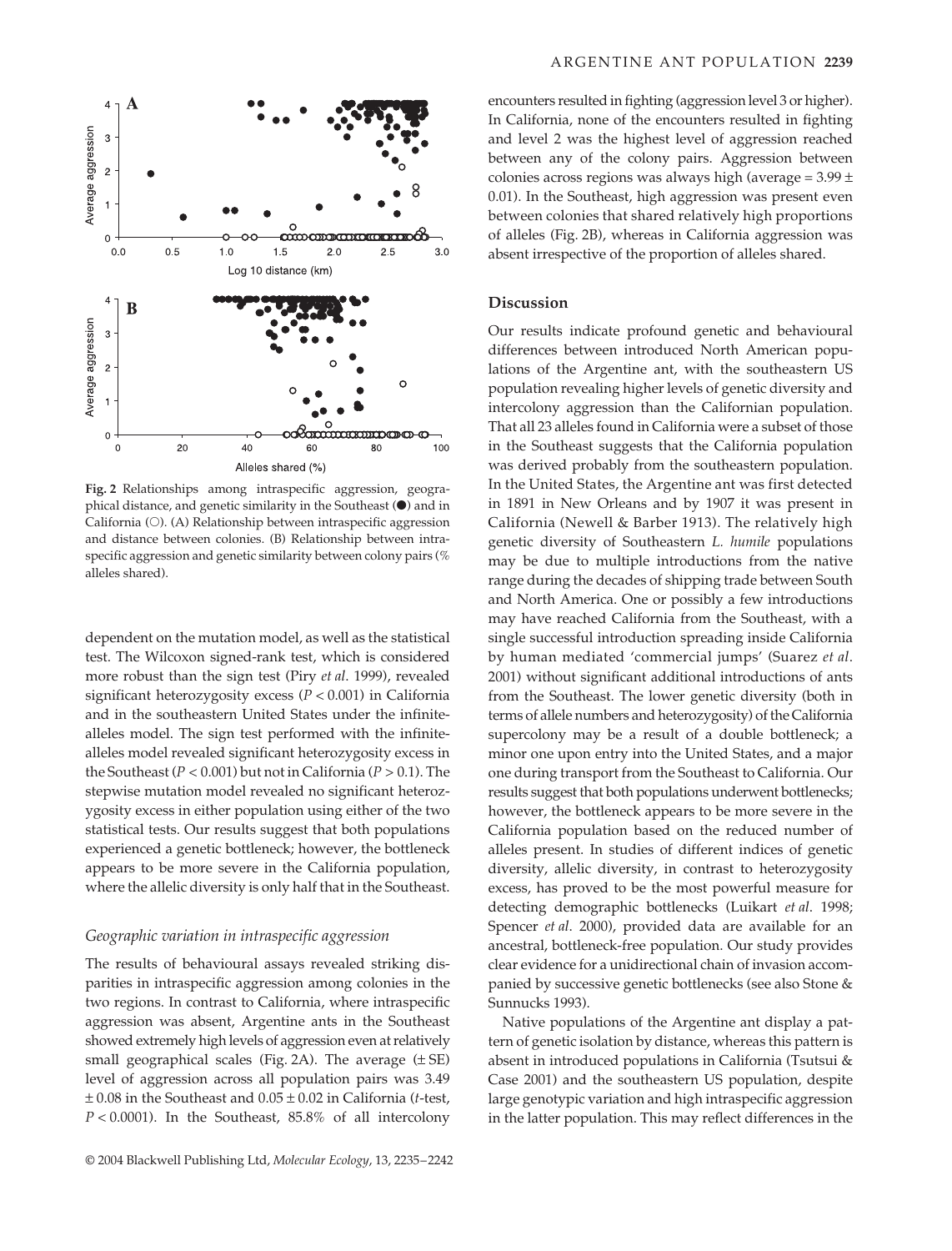Fig. 2 Relationships among intraspecific aggression, geographical distance, and genetic similarity in the Southeast (●) and in California (○). (A) Relationship between intraspecific aggression and distance between colonies. (B) Relationship between intraspecific aggression and genetic similarity between colony pairs (% alleles shared).

dependent on the mutation model, as well as the statistical test. The Wilcoxon signed-rank test, which is considered more robust than the sign test (Piry *et al*. 1999), revealed significant heterozygosity excess ($P < 0.001$) in California and in the southeastern United States under the infinite-alleles model. The sign test performed with the infinite-alleles model revealed significant heterozygosity excess in the Southeast ($P < 0.001$) but not in California ($P > 0.1$). The stepwise mutation model revealed no significant heterozygosity excess in either population using either of the two statistical tests. Our results suggest that both populations experienced a genetic bottleneck; however, the bottleneck appears to be more severe in the California population, where the allelic diversity is only half that in the Southeast.

### *Geographic variation in intraspecific aggression*

The results of behavioural assays revealed striking disparities in intraspecific aggression among colonies in the two regions. In contrast to California, where intraspecific aggression was absent, Argentine ants in the Southeast showed extremely high levels of aggression even at relatively small geographical scales (Fig. 2A). The average (± SE) level of aggression across all population pairs was 3.49 ± 0.08 in the Southeast and 0.05 ± 0.02 in California (*t*-test, $P < 0.0001$). In the Southeast, 85.8% of all intercolony encounters resulted in fighting (aggression level 3 or higher). In California, none of the encounters resulted in fighting and level 2 was the highest level of aggression reached between any of the colony pairs. Aggression between colonies across regions was always high (average = 3.99 ± 0.01). In the Southeast, high aggression was present even between colonies that shared relatively high proportions of alleles (Fig. 2B), whereas in California aggression was absent irrespective of the proportion of alleles shared.

## Discussion

Our results indicate profound genetic and behavioural differences between introduced North American populations of the Argentine ant, with the southeastern US population revealing higher levels of genetic diversity and intercolony aggression than the Californian population. That all 23 alleles found in California were a subset of those in the Southeast suggests that the California population was derived probably from the southeastern population. In the United States, the Argentine ant was first detected in 1891 in New Orleans and by 1907 it was present in California (Newell & Barber 1913). The relatively high genetic diversity of Southeastern *L. humile* populations may be due to multiple introductions from the native range during the decades of shipping trade between South and North America. One or possibly a few introductions may have reached California from the Southeast, with a single successful introduction spreading inside California by human mediated 'commercial jumps' (Suarez *et al*. 2001) without significant additional introductions of ants from the Southeast. The lower genetic diversity (both in terms of allele numbers and heterozygosity) of the California supercolony may be a result of a double bottleneck; a minor one upon entry into the United States, and a major one during transport from the Southeast to California. Our results suggest that both populations underwent bottlenecks; however, the bottleneck appears to be more severe in the California population based on the reduced number of alleles present. In studies of different indices of genetic diversity, allelic diversity, in contrast to heterozygosity excess, has proved to be the most powerful measure for detecting demographic bottlenecks (Luikart *et al*. 1998; Spencer *et al*. 2000), provided data are available for an ancestral, bottleneck-free population. Our study provides clear evidence for a unidirectional chain of invasion accompanied by successive genetic bottlenecks (see also Stone & Sunnucks 1993).

Native populations of the Argentine ant display a pattern of genetic isolation by distance, whereas this pattern is absent in introduced populations in California (Tsutsui & Case 2001) and the southeastern US population, despite large genotypic variation and high intraspecific aggression in the latter population. This may reflect differences in the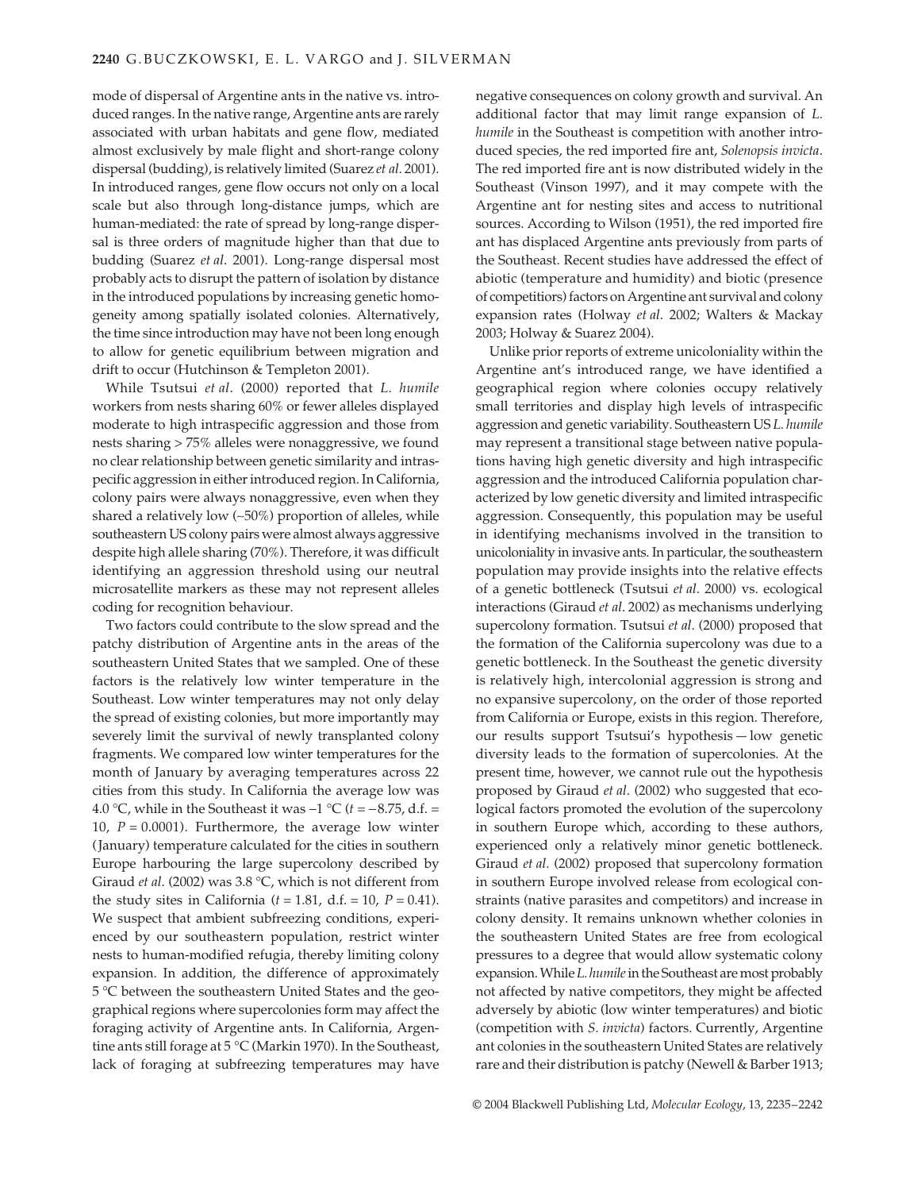mode of dispersal of Argentine ants in the native vs. introduced ranges. In the native range, Argentine ants are rarely associated with urban habitats and gene flow, mediated almost exclusively by male flight and short-range colony dispersal (budding), is relatively limited (Suarez *et al*. 2001). In introduced ranges, gene flow occurs not only on a local scale but also through long-distance jumps, which are human-mediated: the rate of spread by long-range dispersal is three orders of magnitude higher than that due to budding (Suarez *et al*. 2001). Long-range dispersal most probably acts to disrupt the pattern of isolation by distance in the introduced populations by increasing genetic homogeneity among spatially isolated colonies. Alternatively, the time since introduction may have not been long enough to allow for genetic equilibrium between migration and drift to occur (Hutchinson & Templeton 2001).

While Tsutsui *et al*. (2000) reported that *L. humile* workers from nests sharing 60% or fewer alleles displayed moderate to high intraspecific aggression and those from nests sharing > 75% alleles were nonaggressive, we found no clear relationship between genetic similarity and intraspecific aggression in either introduced region. In California, colony pairs were always nonaggressive, even when they shared a relatively low (~50%) proportion of alleles, while southeastern US colony pairs were almost always aggressive despite high allele sharing (70%). Therefore, it was difficult identifying an aggression threshold using our neutral microsatellite markers as these may not represent alleles coding for recognition behaviour.

Two factors could contribute to the slow spread and the patchy distribution of Argentine ants in the areas of the southeastern United States that we sampled. One of these factors is the relatively low winter temperature in the Southeast. Low winter temperatures may not only delay the spread of existing colonies, but more importantly may severely limit the survival of newly transplanted colony fragments. We compared low winter temperatures for the month of January by averaging temperatures across 22 cities from this study. In California the average low was 4.0 °C, while in the Southeast it was −1 °C ($t = -8.75$, d.f. = 10, $P = 0.0001$). Furthermore, the average low winter (January) temperature calculated for the cities in southern Europe harbouring the large supercolony described by Giraud *et al*. (2002) was 3.8 °C, which is not different from the study sites in California ($t = 1.81$, d.f. = 10, $P = 0.41$). We suspect that ambient subfreezing conditions, experienced by our southeastern population, restrict winter nests to human-modified refugia, thereby limiting colony expansion. In addition, the difference of approximately 5 °C between the southeastern United States and the geographical regions where supercolonies form may affect the foraging activity of Argentine ants. In California, Argentine ants still forage at 5 °C (Markin 1970). In the Southeast, lack of foraging at subfreezing temperatures may have negative consequences on colony growth and survival. An additional factor that may limit range expansion of *L. humile* in the Southeast is competition with another introduced species, the red imported fire ant, *Solenopsis invicta*. The red imported fire ant is now distributed widely in the Southeast (Vinson 1997), and it may compete with the Argentine ant for nesting sites and access to nutritional sources. According to Wilson (1951), the red imported fire ant has displaced Argentine ants previously from parts of the Southeast. Recent studies have addressed the effect of abiotic (temperature and humidity) and biotic (presence of competitiors) factors on Argentine ant survival and colony expansion rates (Holway *et al*. 2002; Walters & Mackay 2003; Holway & Suarez 2004).

Unlike prior reports of extreme unicoloniality within the Argentine ant's introduced range, we have identified a geographical region where colonies occupy relatively small territories and display high levels of intraspecific aggression and genetic variability. Southeastern US *L. humile* may represent a transitional stage between native populations having high genetic diversity and high intraspecific aggression and the introduced California population characterized by low genetic diversity and limited intraspecific aggression. Consequently, this population may be useful in identifying mechanisms involved in the transition to unicoloniality in invasive ants. In particular, the southeastern population may provide insights into the relative effects of a genetic bottleneck (Tsutsui *et al*. 2000) vs. ecological interactions (Giraud *et al*. 2002) as mechanisms underlying supercolony formation. Tsutsui *et al*. (2000) proposed that the formation of the California supercolony was due to a genetic bottleneck. In the Southeast the genetic diversity is relatively high, intercolonial aggression is strong and no expansive supercolony, on the order of those reported from California or Europe, exists in this region. Therefore, our results support Tsutsui's hypothesis — low genetic diversity leads to the formation of supercolonies. At the present time, however, we cannot rule out the hypothesis proposed by Giraud *et al*. (2002) who suggested that ecological factors promoted the evolution of the supercolony in southern Europe which, according to these authors, experienced only a relatively minor genetic bottleneck. Giraud *et al*. (2002) proposed that supercolony formation in southern Europe involved release from ecological constraints (native parasites and competitors) and increase in colony density. It remains unknown whether colonies in the southeastern United States are free from ecological pressures to a degree that would allow systematic colony expansion. While *L. humile* in the Southeast are most probably not affected by native competitors, they might be affected adversely by abiotic (low winter temperatures) and biotic (competition with *S. invicta*) factors. Currently, Argentine ant colonies in the southeastern United States are relatively rare and their distribution is patchy (Newell & Barber 1913;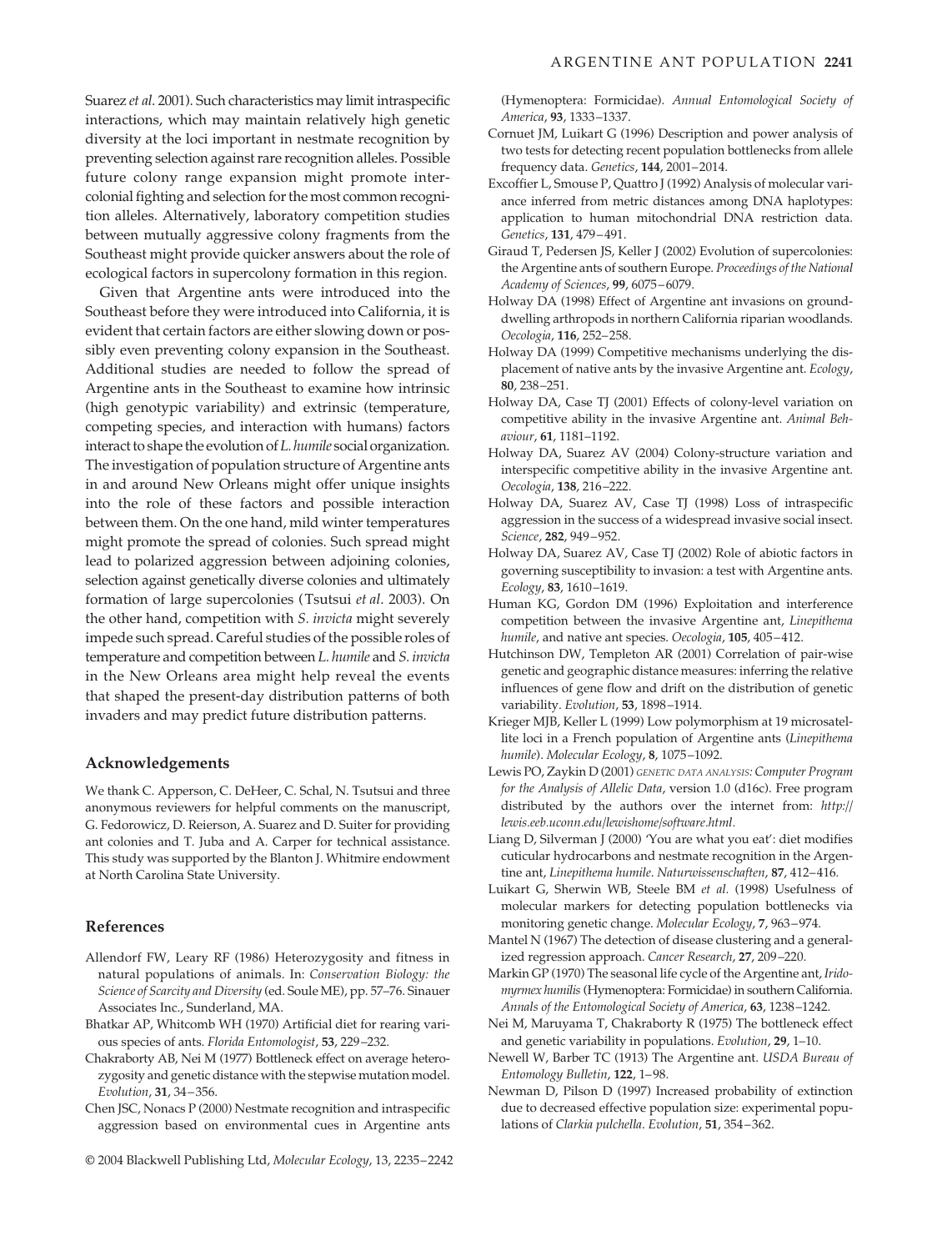Suarez *et al*. 2001). Such characteristics may limit intraspecific interactions, which may maintain relatively high genetic diversity at the loci important in nestmate recognition by preventing selection against rare recognition alleles. Possible future colony range expansion might promote intercolonial fighting and selection for the most common recognition alleles. Alternatively, laboratory competition studies between mutually aggressive colony fragments from the Southeast might provide quicker answers about the role of ecological factors in supercolony formation in this region.

Given that Argentine ants were introduced into the Southeast before they were introduced into California, it is evident that certain factors are either slowing down or possibly even preventing colony expansion in the Southeast. Additional studies are needed to follow the spread of Argentine ants in the Southeast to examine how intrinsic (high genotypic variability) and extrinsic (temperature, competing species, and interaction with humans) factors interact to shape the evolution of *L. humile* social organization. The investigation of population structure of Argentine ants in and around New Orleans might offer unique insights into the role of these factors and possible interaction between them. On the one hand, mild winter temperatures might promote the spread of colonies. Such spread might lead to polarized aggression between adjoining colonies, selection against genetically diverse colonies and ultimately formation of large supercolonies (Tsutsui *et al*. 2003). On the other hand, competition with *S. invicta* might severely impede such spread. Careful studies of the possible roles of temperature and competition between *L. humile* and *S. invicta* in the New Orleans area might help reveal the events that shaped the present-day distribution patterns of both invaders and may predict future distribution patterns.

## Acknowledgements

We thank C. Apperson, C. DeHeer, C. Schal, N. Tsutsui and three anonymous reviewers for helpful comments on the manuscript, G. Fedorowicz, D. Reierson, A. Suarez and D. Suiter for providing ant colonies and T. Juba and A. Carper for technical assistance. This study was supported by the Blanton J. Whitmire endowment at North Carolina State University.

## References

Allendorf FW, Leary RF (1986) Heterozygosity and fitness in natural populations of animals. In: *Conservation Biology: the Science of Scarcity and Diversity* (ed. Soule ME), pp. 57–76. Sinauer Associates Inc., Sunderland, MA.

Bhatkar AP, Whitcomb WH (1970) Artificial diet for rearing various species of ants. *Florida Entomologist*, **53**, 229–232.

Chakraborty AB, Nei M (1977) Bottleneck effect on average heterozygosity and genetic distance with the stepwise mutation model. *Evolution*, **31**, 34–356.

Chen JSC, Nonacs P (2000) Nestmate recognition and intraspecific aggression based on environmental cues in Argentine ants (Hymenoptera: Formicidae). *Annual Entomological Society of America*, **93**, 1333–1337.

Cornuet JM, Luikart G (1996) Description and power analysis of two tests for detecting recent population bottlenecks from allele frequency data. *Genetics*, **144**, 2001–2014.

Excoffier L, Smouse P, Quattro J (1992) Analysis of molecular variance inferred from metric distances among DNA haplotypes: application to human mitochondrial DNA restriction data. *Genetics*, **131**, 479–491.

Giraud T, Pedersen JS, Keller J (2002) Evolution of supercolonies: the Argentine ants of southern Europe. *Proceedings of the National Academy of Sciences*, **99**, 6075–6079.

Holway DA (1998) Effect of Argentine ant invasions on ground-dwelling arthropods in northern California riparian woodlands. *Oecologia*, **116**, 252–258.

Holway DA (1999) Competitive mechanisms underlying the displacement of native ants by the invasive Argentine ant. *Ecology*, **80**, 238–251.

Holway DA, Case TJ (2001) Effects of colony-level variation on competitive ability in the invasive Argentine ant. *Animal Behaviour*, **61**, 1181–1192.

Holway DA, Suarez AV (2004) Colony-structure variation and interspecific competitive ability in the invasive Argentine ant. *Oecologia*, **138**, 216–222.

Holway DA, Suarez AV, Case TJ (1998) Loss of intraspecific aggression in the success of a widespread invasive social insect. *Science*, **282**, 949–952.

Holway DA, Suarez AV, Case TJ (2002) Role of abiotic factors in governing susceptibility to invasion: a test with Argentine ants. *Ecology*, **83**, 1610–1619.

Human KG, Gordon DM (1996) Exploitation and interference competition between the invasive Argentine ant, *Linepithema humile*, and native ant species. *Oecologia*, **105**, 405–412.

Hutchinson DW, Templeton AR (2001) Correlation of pair-wise genetic and geographic distance measures: inferring the relative influences of gene flow and drift on the distribution of genetic variability. *Evolution*, **53**, 1898–1914.

Krieger MJB, Keller L (1999) Low polymorphism at 19 microsatellite loci in a French population of Argentine ants (*Linepithema humile*). *Molecular Ecology*, **8**, 1075–1092.

Lewis PO, Zaykin D (2001) *GENETIC DATA ANALYSIS: Computer Program for the Analysis of Allelic Data*, version 1.0 (d16c). Free program distributed by the authors over the internet from: *http://lewis.eeb.uconn.edu/lewishome/software.html.*

Liang D, Silverman J (2000) 'You are what you eat': diet modifies cuticular hydrocarbons and nestmate recognition in the Argentine ant, *Linepithema humile*. *Naturwissenschaften*, **87**, 412–416.

Luikart G, Sherwin WB, Steele BM *et al*. (1998) Usefulness of molecular markers for detecting population bottlenecks via monitoring genetic change. *Molecular Ecology*, **7**, 963–974.

Mantel N (1967) The detection of disease clustering and a generalized regression approach. *Cancer Research*, **27**, 209–220.

Markin GP (1970) The seasonal life cycle of the Argentine ant, *Iridomyrmex humilis* (Hymenoptera: Formicidae) in southern California. *Annals of the Entomological Society of America*, **63**, 1238–1242.

Nei M, Maruyama T, Chakraborty R (1975) The bottleneck effect and genetic variability in populations. *Evolution*, **29**, 1–10.

Newell W, Barber TC (1913) The Argentine ant. *USDA Bureau of Entomology Bulletin*, **122**, 1–98.

Newman D, Pilson D (1997) Increased probability of extinction due to decreased effective population size: experimental populations of *Clarkia pulchella*. *Evolution*, **51**, 354–362.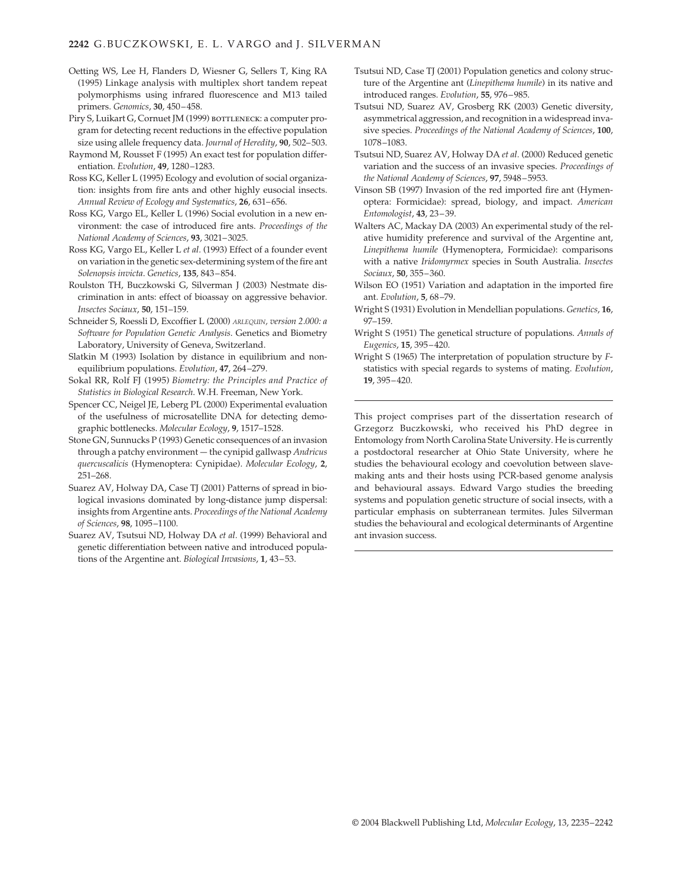Oetting WS, Lee H, Flanders D, Wiesner G, Sellers T, King RA (1995) Linkage analysis with multiplex short tandem repeat polymorphisms using infrared fluorescence and M13 tailed primers. *Genomics*, **30**, 450–458.

Piry S, Luikart G, Cornuet JM (1999) BOTTLENECK: a computer program for detecting recent reductions in the effective population size using allele frequency data. *Journal of Heredity*, **90**, 502–503.

Raymond M, Rousset F (1995) An exact test for population differentiation. *Evolution*, **49**, 1280–1283.

Ross KG, Keller L (1995) Ecology and evolution of social organization: insights from fire ants and other highly eusocial insects. *Annual Review of Ecology and Systematics*, **26**, 631–656.

Ross KG, Vargo EL, Keller L (1996) Social evolution in a new environment: the case of introduced fire ants. *Proceedings of the National Academy of Sciences*, **93**, 3021–3025.

Ross KG, Vargo EL, Keller L *et al.* (1993) Effect of a founder event on variation in the genetic sex-determining system of the fire ant *Solenopsis invicta*. *Genetics*, **135**, 843–854.

Roulston TH, Buczkowski G, Silverman J (2003) Nestmate discrimination in ants: effect of bioassay on aggressive behavior. *Insectes Sociaux*, **50**, 151–159.

Schneider S, Roessli D, Excoffier L (2000) *ARLEQUIN, version 2.000: a Software for Population Genetic Analysis*. Genetics and Biometry Laboratory, University of Geneva, Switzerland.

Slatkin M (1993) Isolation by distance in equilibrium and non-equilibrium populations. *Evolution*, **47**, 264–279.

Sokal RR, Rolf FJ (1995) *Biometry: the Principles and Practice of Statistics in Biological Research*. W.H. Freeman, New York.

Spencer CC, Neigel JE, Leberg PL (2000) Experimental evaluation of the usefulness of microsatellite DNA for detecting demographic bottlenecks. *Molecular Ecology*, **9**, 1517–1528.

Stone GN, Sunnucks P (1993) Genetic consequences of an invasion through a patchy environment — the cynipid gallwasp *Andricus quercuscalicis* (Hymenoptera: Cynipidae). *Molecular Ecology*, **2**, 251–268.

Suarez AV, Holway DA, Case TJ (2001) Patterns of spread in biological invasions dominated by long-distance jump dispersal: insights from Argentine ants. *Proceedings of the National Academy of Sciences*, **98**, 1095–1100.

Suarez AV, Tsutsui ND, Holway DA *et al.* (1999) Behavioral and genetic differentiation between native and introduced populations of the Argentine ant. *Biological Invasions*, **1**, 43–53.

Tsutsui ND, Case TJ (2001) Population genetics and colony structure of the Argentine ant (*Linepithema humile*) in its native and introduced ranges. *Evolution*, **55**, 976–985.

Tsutsui ND, Suarez AV, Grosberg RK (2003) Genetic diversity, asymmetrical aggression, and recognition in a widespread invasive species. *Proceedings of the National Academy of Sciences*, **100**, 1078–1083.

Tsutsui ND, Suarez AV, Holway DA *et al.* (2000) Reduced genetic variation and the success of an invasive species. *Proceedings of the National Academy of Sciences*, **97**, 5948–5953.

Vinson SB (1997) Invasion of the red imported fire ant (Hymenoptera: Formicidae): spread, biology, and impact. *American Entomologist*, **43**, 23–39.

Walters AC, Mackay DA (2003) An experimental study of the relative humidity preference and survival of the Argentine ant, *Linepithema humile* (Hymenoptera, Formicidae): comparisons with a native *Iridomyrmex* species in South Australia. *Insectes Sociaux*, **50**, 355–360.

Wilson EO (1951) Variation and adaptation in the imported fire ant. *Evolution*, **5**, 68–79.

Wright S (1931) Evolution in Mendellian populations. *Genetics*, **16**, 97–159.

Wright S (1951) The genetical structure of populations. *Annals of Eugenics*, **15**, 395–420.

Wright S (1965) The interpretation of population structure by *F*-statistics with special regards to systems of mating. *Evolution*, **19**, 395–420.

---

This project comprises part of the dissertation research of Grzegorz Buczkowski, who received his PhD degree in Entomology from North Carolina State University. He is currently a postdoctoral researcher at Ohio State University, where he studies the behavioural ecology and coevolution between slave-making ants and their hosts using PCR-based genome analysis and behavioural assays. Edward Vargo studies the breeding systems and population genetic structure of social insects, with a particular emphasis on subterranean termites. Jules Silverman studies the behavioural and ecological determinants of Argentine ant invasion success.